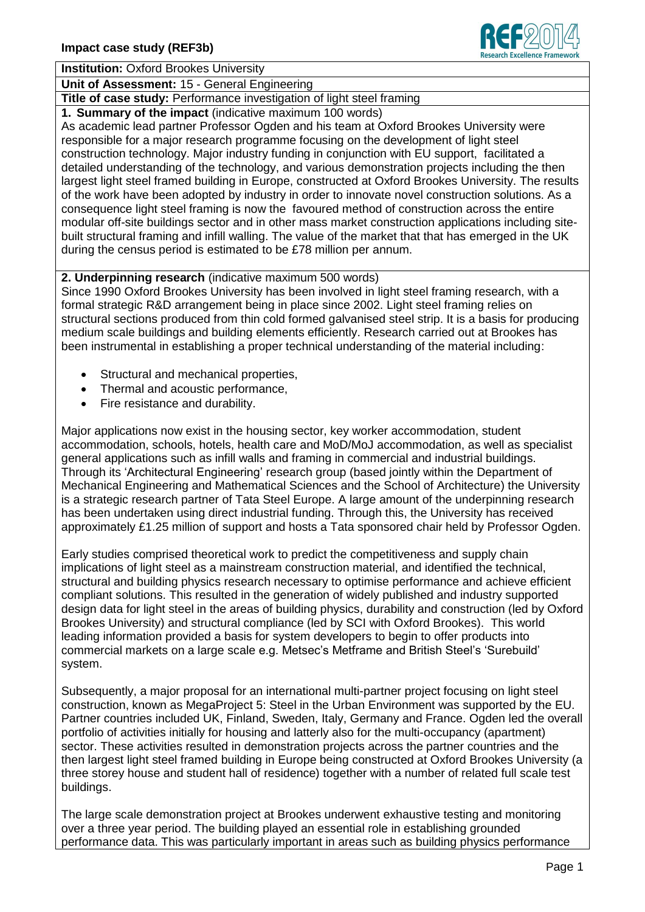**Impact case study (REF3b)**

**Institution:** Oxford Brookes University

**Unit of Assessment:** 15 - General Engineering

**Title of case study:** Performance investigation of light steel framing

**1. Summary of the impact** (indicative maximum 100 words)

As academic lead partner Professor Ogden and his team at Oxford Brookes University were responsible for a major research programme focusing on the development of light steel construction technology. Major industry funding in conjunction with EU support, facilitated a detailed understanding of the technology, and various demonstration projects including the then largest light steel framed building in Europe, constructed at Oxford Brookes University. The results of the work have been adopted by industry in order to innovate novel construction solutions. As a consequence light steel framing is now the favoured method of construction across the entire modular off-site buildings sector and in other mass market construction applications including site-built structural framing and infill walling. The value of the market that that has emerged in the UK during the census period is estimated to be £78 million per annum.

**2. Underpinning research** (indicative maximum 500 words)

Since 1990 Oxford Brookes University has been involved in light steel framing research, with a formal strategic R&D arrangement being in place since 2002. Light steel framing relies on structural sections produced from thin cold formed galvanised steel strip. It is a basis for producing medium scale buildings and building elements efficiently. Research carried out at Brookes has been instrumental in establishing a proper technical understanding of the material including:

- Structural and mechanical properties,
- Thermal and acoustic performance,
- Fire resistance and durability.

Major applications now exist in the housing sector, key worker accommodation, student accommodation, schools, hotels, health care and MoD/MoJ accommodation, as well as specialist general applications such as infill walls and framing in commercial and industrial buildings. Through its 'Architectural Engineering' research group (based jointly within the Department of Mechanical Engineering and Mathematical Sciences and the School of Architecture) the University is a strategic research partner of Tata Steel Europe. A large amount of the underpinning research has been undertaken using direct industrial funding. Through this, the University has received approximately £1.25 million of support and hosts a Tata sponsored chair held by Professor Ogden.

Early studies comprised theoretical work to predict the competitiveness and supply chain implications of light steel as a mainstream construction material, and identified the technical, structural and building physics research necessary to optimise performance and achieve efficient compliant solutions. This resulted in the generation of widely published and industry supported design data for light steel in the areas of building physics, durability and construction (led by Oxford Brookes University) and structural compliance (led by SCI with Oxford Brookes). This world leading information provided a basis for system developers to begin to offer products into commercial markets on a large scale e.g. Metsec's Metframe and British Steel's 'Surebuild' system.

Subsequently, a major proposal for an international multi-partner project focusing on light steel construction, known as MegaProject 5: Steel in the Urban Environment was supported by the EU. Partner countries included UK, Finland, Sweden, Italy, Germany and France. Ogden led the overall portfolio of activities initially for housing and latterly also for the multi-occupancy (apartment) sector. These activities resulted in demonstration projects across the partner countries and the then largest light steel framed building in Europe being constructed at Oxford Brookes University (a three storey house and student hall of residence) together with a number of related full scale test buildings.

The large scale demonstration project at Brookes underwent exhaustive testing and monitoring over a three year period. The building played an essential role in establishing grounded performance data. This was particularly important in areas such as building physics performance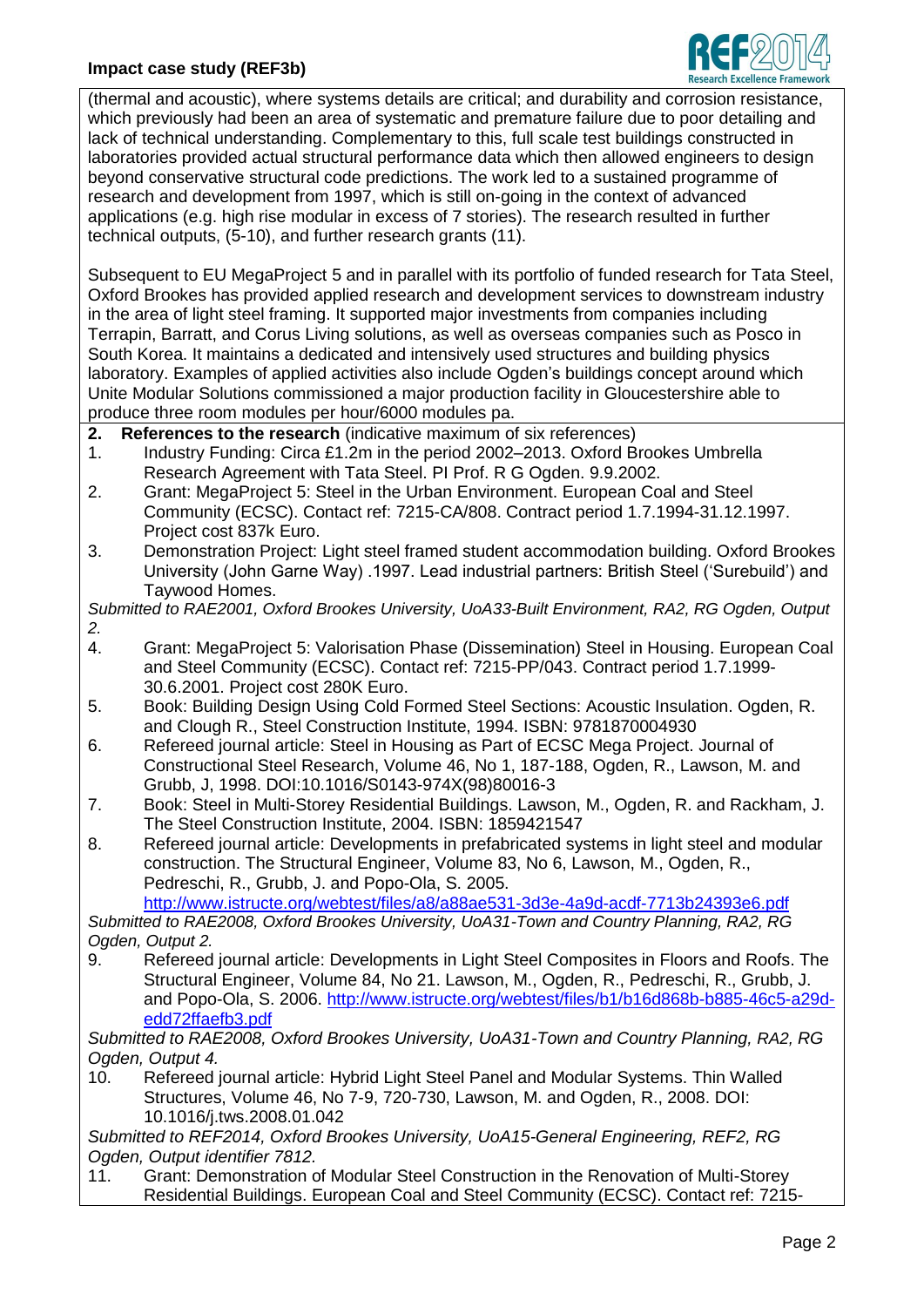(thermal and acoustic), where systems details are critical; and durability and corrosion resistance, which previously had been an area of systematic and premature failure due to poor detailing and lack of technical understanding. Complementary to this, full scale test buildings constructed in laboratories provided actual structural performance data which then allowed engineers to design beyond conservative structural code predictions. The work led to a sustained programme of research and development from 1997, which is still on-going in the context of advanced applications (e.g. high rise modular in excess of 7 stories). The research resulted in further technical outputs, (5-10), and further research grants (11).

Subsequent to EU MegaProject 5 and in parallel with its portfolio of funded research for Tata Steel, Oxford Brookes has provided applied research and development services to downstream industry in the area of light steel framing. It supported major investments from companies including Terrapin, Barratt, and Corus Living solutions, as well as overseas companies such as Posco in South Korea. It maintains a dedicated and intensively used structures and building physics laboratory. Examples of applied activities also include Ogden's buildings concept around which Unite Modular Solutions commissioned a major production facility in Gloucestershire able to produce three room modules per hour/6000 modules pa.

## 2. References to the research (indicative maximum of six references)

1. Industry Funding: Circa £1.2m in the period 2002–2013. Oxford Brookes Umbrella Research Agreement with Tata Steel. PI Prof. R G Ogden. 9.9.2002.
2. Grant: MegaProject 5: Steel in the Urban Environment. European Coal and Steel Community (ECSC). Contact ref: 7215-CA/808. Contract period 1.7.1994-31.12.1997. Project cost 837k Euro.
3. Demonstration Project: Light steel framed student accommodation building. Oxford Brookes University (John Garne Way) .1997. Lead industrial partners: British Steel ('Surebuild') and Taywood Homes.

*Submitted to RAE2001, Oxford Brookes University, UoA33-Built Environment, RA2, RG Ogden, Output 2.*

4. Grant: MegaProject 5: Valorisation Phase (Dissemination) Steel in Housing. European Coal and Steel Community (ECSC). Contact ref: 7215-PP/043. Contract period 1.7.1999-30.6.2001. Project cost 280K Euro.
5. Book: Building Design Using Cold Formed Steel Sections: Acoustic Insulation. Ogden, R. and Clough R., Steel Construction Institute, 1994. ISBN: 9781870004930
6. Refereed journal article: Steel in Housing as Part of ECSC Mega Project. Journal of Constructional Steel Research, Volume 46, No 1, 187-188, Ogden, R., Lawson, M. and Grubb, J, 1998. DOI:10.1016/S0143-974X(98)80016-3
7. Book: Steel in Multi-Storey Residential Buildings. Lawson, M., Ogden, R. and Rackham, J. The Steel Construction Institute, 2004. ISBN: 1859421547
8. Refereed journal article: Developments in prefabricated systems in light steel and modular construction. The Structural Engineer, Volume 83, No 6, Lawson, M., Ogden, R., Pedreschi, R., Grubb, J. and Popo-Ola, S. 2005. http://www.istructe.org/webtest/files/a8/a88ae531-3d3e-4a9d-acdf-7713b24393e6.pdf

*Submitted to RAE2008, Oxford Brookes University, UoA31-Town and Country Planning, RA2, RG Ogden, Output 2.*

9. Refereed journal article: Developments in Light Steel Composites in Floors and Roofs. The Structural Engineer, Volume 84, No 21. Lawson, M., Ogden, R., Pedreschi, R., Grubb, J. and Popo-Ola, S. 2006. http://www.istructe.org/webtest/files/b1/b16d868b-b885-46c5-a29d-edd72ffaefb3.pdf

*Submitted to RAE2008, Oxford Brookes University, UoA31-Town and Country Planning, RA2, RG Ogden, Output 4.*

10. Refereed journal article: Hybrid Light Steel Panel and Modular Systems. Thin Walled Structures, Volume 46, No 7-9, 720-730, Lawson, M. and Ogden, R., 2008. DOI: 10.1016/j.tws.2008.01.042

*Submitted to REF2014, Oxford Brookes University, UoA15-General Engineering, REF2, RG Ogden, Output identifier 7812.*

11. Grant: Demonstration of Modular Steel Construction in the Renovation of Multi-Storey Residential Buildings. European Coal and Steel Community (ECSC). Contact ref: 7215-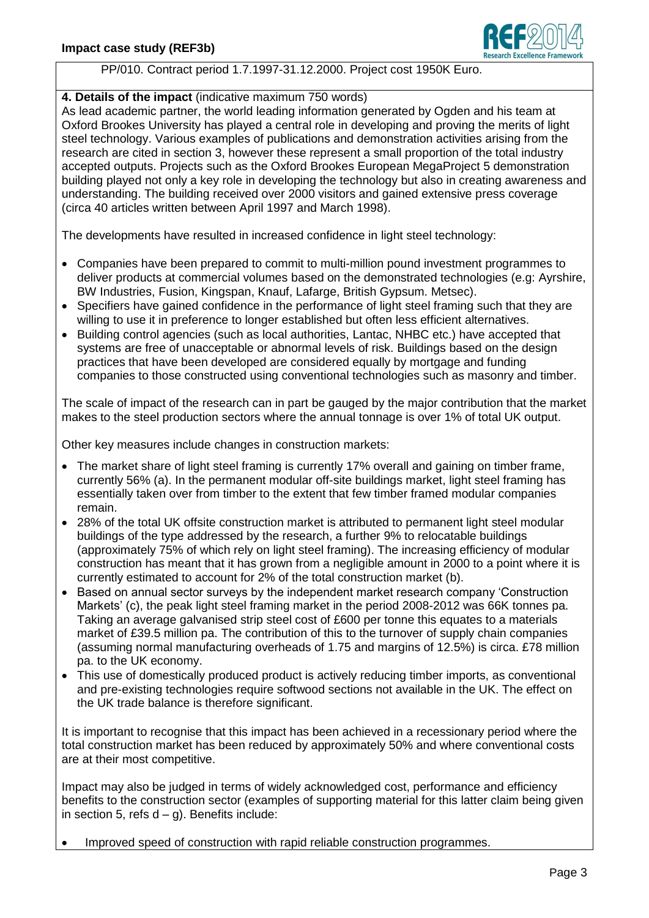PP/010. Contract period 1.7.1997-31.12.2000. Project cost 1950K Euro.

**4. Details of the impact** (indicative maximum 750 words)

As lead academic partner, the world leading information generated by Ogden and his team at Oxford Brookes University has played a central role in developing and proving the merits of light steel technology. Various examples of publications and demonstration activities arising from the research are cited in section 3, however these represent a small proportion of the total industry accepted outputs. Projects such as the Oxford Brookes European MegaProject 5 demonstration building played not only a key role in developing the technology but also in creating awareness and understanding. The building received over 2000 visitors and gained extensive press coverage (circa 40 articles written between April 1997 and March 1998).

The developments have resulted in increased confidence in light steel technology:

- Companies have been prepared to commit to multi-million pound investment programmes to deliver products at commercial volumes based on the demonstrated technologies (e.g: Ayrshire, BW Industries, Fusion, Kingspan, Knauf, Lafarge, British Gypsum. Metsec).
- Specifiers have gained confidence in the performance of light steel framing such that they are willing to use it in preference to longer established but often less efficient alternatives.
- Building control agencies (such as local authorities, Lantac, NHBC etc.) have accepted that systems are free of unacceptable or abnormal levels of risk. Buildings based on the design practices that have been developed are considered equally by mortgage and funding companies to those constructed using conventional technologies such as masonry and timber.

The scale of impact of the research can in part be gauged by the major contribution that the market makes to the steel production sectors where the annual tonnage is over 1% of total UK output.

Other key measures include changes in construction markets:

- The market share of light steel framing is currently 17% overall and gaining on timber frame, currently 56% (a). In the permanent modular off-site buildings market, light steel framing has essentially taken over from timber to the extent that few timber framed modular companies remain.
- 28% of the total UK offsite construction market is attributed to permanent light steel modular buildings of the type addressed by the research, a further 9% to relocatable buildings (approximately 75% of which rely on light steel framing). The increasing efficiency of modular construction has meant that it has grown from a negligible amount in 2000 to a point where it is currently estimated to account for 2% of the total construction market (b).
- Based on annual sector surveys by the independent market research company 'Construction Markets' (c), the peak light steel framing market in the period 2008-2012 was 66K tonnes pa. Taking an average galvanised strip steel cost of £600 per tonne this equates to a materials market of £39.5 million pa. The contribution of this to the turnover of supply chain companies (assuming normal manufacturing overheads of 1.75 and margins of 12.5%) is circa. £78 million pa. to the UK economy.
- This use of domestically produced product is actively reducing timber imports, as conventional and pre-existing technologies require softwood sections not available in the UK. The effect on the UK trade balance is therefore significant.

It is important to recognise that this impact has been achieved in a recessionary period where the total construction market has been reduced by approximately 50% and where conventional costs are at their most competitive.

Impact may also be judged in terms of widely acknowledged cost, performance and efficiency benefits to the construction sector (examples of supporting material for this latter claim being given in section 5, refs d – g). Benefits include:

- Improved speed of construction with rapid reliable construction programmes.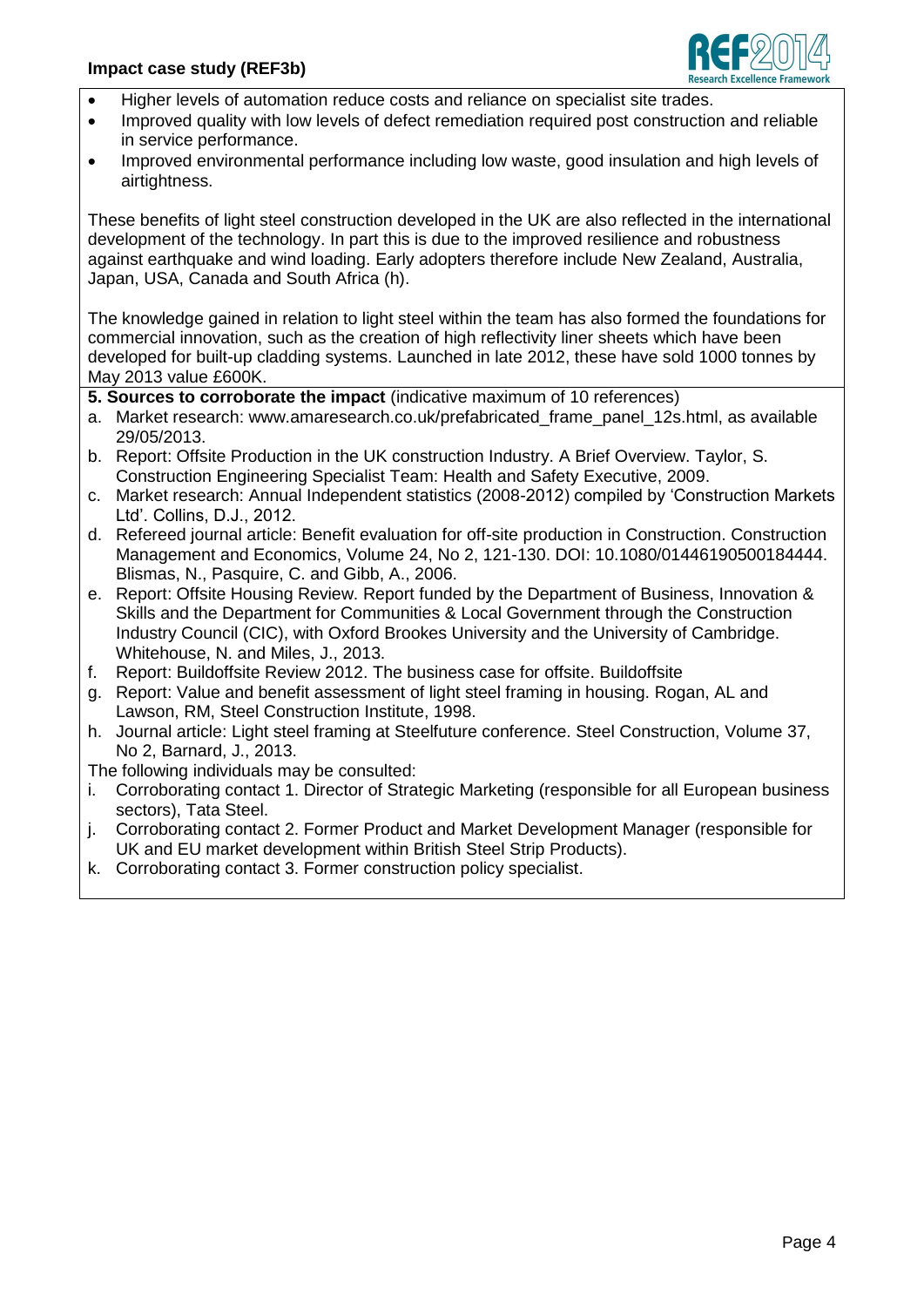- Higher levels of automation reduce costs and reliance on specialist site trades.
- Improved quality with low levels of defect remediation required post construction and reliable in service performance.
- Improved environmental performance including low waste, good insulation and high levels of airtightness.

These benefits of light steel construction developed in the UK are also reflected in the international development of the technology. In part this is due to the improved resilience and robustness against earthquake and wind loading. Early adopters therefore include New Zealand, Australia, Japan, USA, Canada and South Africa (h).

The knowledge gained in relation to light steel within the team has also formed the foundations for commercial innovation, such as the creation of high reflectivity liner sheets which have been developed for built-up cladding systems. Launched in late 2012, these have sold 1000 tonnes by May 2013 value £600K.

## 5. Sources to corroborate the impact (indicative maximum of 10 references)

a. Market research: www.amaresearch.co.uk/prefabricated_frame_panel_12s.html, as available 29/05/2013.
b. Report: Offsite Production in the UK construction Industry. A Brief Overview. Taylor, S. Construction Engineering Specialist Team: Health and Safety Executive, 2009.
c. Market research: Annual Independent statistics (2008-2012) compiled by 'Construction Markets Ltd'. Collins, D.J., 2012.
d. Refereed journal article: Benefit evaluation for off-site production in Construction. Construction Management and Economics, Volume 24, No 2, 121-130. DOI: 10.1080/01446190500184444. Blismas, N., Pasquire, C. and Gibb, A., 2006.
e. Report: Offsite Housing Review. Report funded by the Department of Business, Innovation & Skills and the Department for Communities & Local Government through the Construction Industry Council (CIC), with Oxford Brookes University and the University of Cambridge. Whitehouse, N. and Miles, J., 2013.
f. Report: Buildoffsite Review 2012. The business case for offsite. Buildoffsite
g. Report: Value and benefit assessment of light steel framing in housing. Rogan, AL and Lawson, RM, Steel Construction Institute, 1998.
h. Journal article: Light steel framing at Steelfuture conference. Steel Construction, Volume 37, No 2, Barnard, J., 2013.

The following individuals may be consulted:

i. Corroborating contact 1. Director of Strategic Marketing (responsible for all European business sectors), Tata Steel.
j. Corroborating contact 2. Former Product and Market Development Manager (responsible for UK and EU market development within British Steel Strip Products).
k. Corroborating contact 3. Former construction policy specialist.